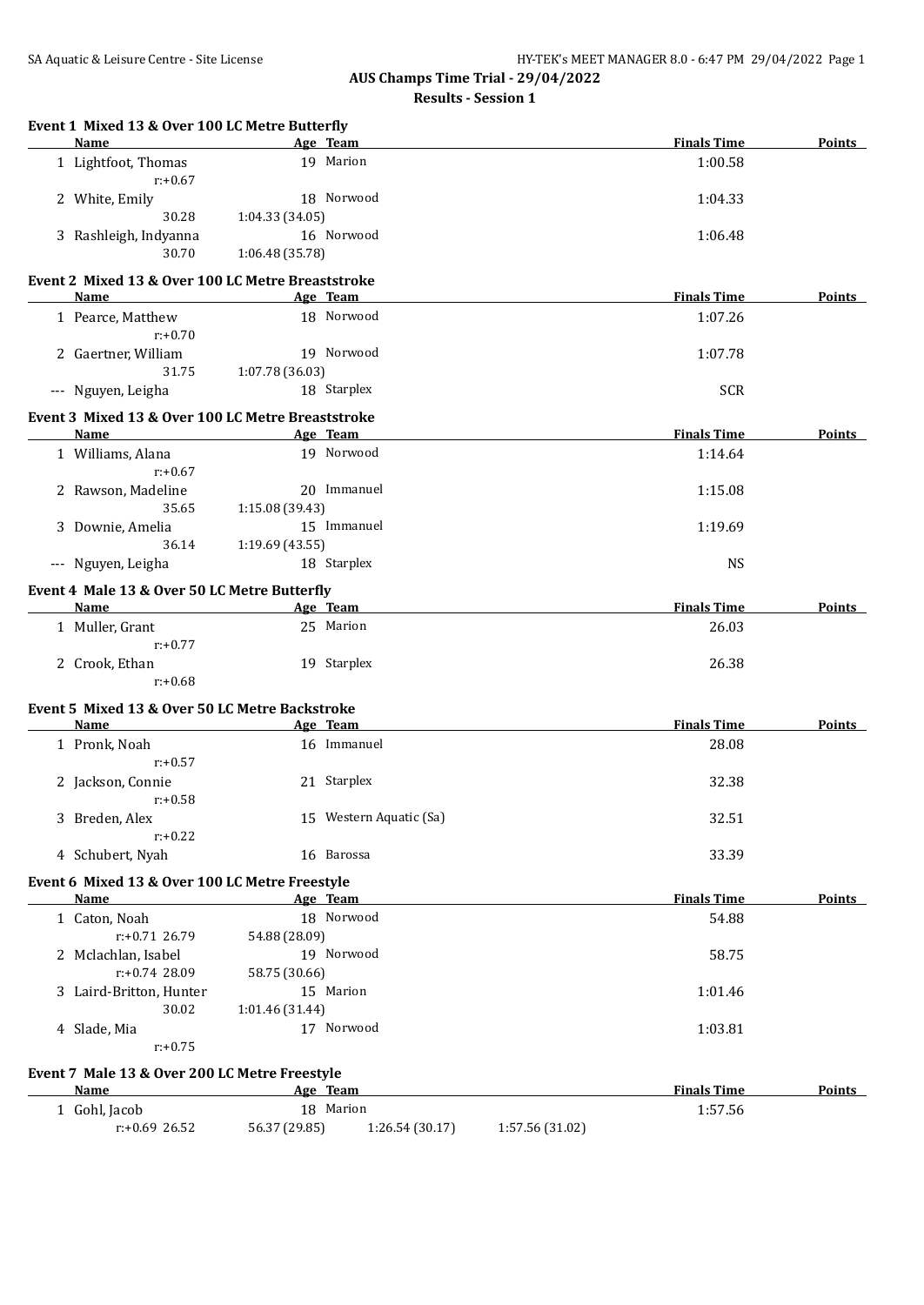# AUS Champs Time Trial - 29/04/2022

## Results - Session 1

### Event 1 Mixed 13 & Over 100 LC Metre Butterfly

| | Name | Age | Team | Finals Time | Points |
|---|---|---|---|---|---|
| 1 | Lightfoot, Thomas | 19 | Marion | 1:00.58 | |
| | r:+0.67 | | | | |
| 2 | White, Emily | 18 | Norwood | 1:04.33 | |
| | 30.28 | 1:04.33 (34.05) | | | |
| 3 | Rashleigh, Indyanna | 16 | Norwood | 1:06.48 | |
| | 30.70 | 1:06.48 (35.78) | | | |

### Event 2 Mixed 13 & Over 100 LC Metre Breaststroke

| | Name | Age | Team | Finals Time | Points |
|---|---|---|---|---|---|
| 1 | Pearce, Matthew | 18 | Norwood | 1:07.26 | |
| | r:+0.70 | | | | |
| 2 | Gaertner, William | 19 | Norwood | 1:07.78 | |
| | 31.75 | 1:07.78 (36.03) | | | |
| --- | Nguyen, Leigha | 18 | Starplex | SCR | |

### Event 3 Mixed 13 & Over 100 LC Metre Breaststroke

| | Name | Age | Team | Finals Time | Points |
|---|---|---|---|---|---|
| 1 | Williams, Alana | 19 | Norwood | 1:14.64 | |
| | r:+0.67 | | | | |
| 2 | Rawson, Madeline | 20 | Immanuel | 1:15.08 | |
| | 35.65 | 1:15.08 (39.43) | | | |
| 3 | Downie, Amelia | 15 | Immanuel | 1:19.69 | |
| | 36.14 | 1:19.69 (43.55) | | | |
| --- | Nguyen, Leigha | 18 | Starplex | NS | |

### Event 4 Male 13 & Over 50 LC Metre Butterfly

| | Name | Age | Team | Finals Time | Points |
|---|---|---|---|---|---|
| 1 | Muller, Grant | 25 | Marion | 26.03 | |
| | r:+0.77 | | | | |
| 2 | Crook, Ethan | 19 | Starplex | 26.38 | |
| | r:+0.68 | | | | |

### Event 5 Mixed 13 & Over 50 LC Metre Backstroke

| | Name | Age | Team | Finals Time | Points |
|---|---|---|---|---|---|
| 1 | Pronk, Noah | 16 | Immanuel | 28.08 | |
| | r:+0.57 | | | | |
| 2 | Jackson, Connie | 21 | Starplex | 32.38 | |
| | r:+0.58 | | | | |
| 3 | Breden, Alex | 15 | Western Aquatic (Sa) | 32.51 | |
| | r:+0.22 | | | | |
| 4 | Schubert, Nyah | 16 | Barossa | 33.39 | |

### Event 6 Mixed 13 & Over 100 LC Metre Freestyle

| | Name | Age | Team | Finals Time | Points |
|---|---|---|---|---|---|
| 1 | Caton, Noah | 18 | Norwood | 54.88 | |
| | r:+0.71 26.79 | 54.88 (28.09) | | | |
| 2 | Mclachlan, Isabel | 19 | Norwood | 58.75 | |
| | r:+0.74 28.09 | 58.75 (30.66) | | | |
| 3 | Laird-Britton, Hunter | 15 | Marion | 1:01.46 | |
| | 30.02 | 1:01.46 (31.44) | | | |
| 4 | Slade, Mia | 17 | Norwood | 1:03.81 | |
| | r:+0.75 | | | | |

### Event 7 Male 13 & Over 200 LC Metre Freestyle

| | Name | Age | Team | Finals Time | Points |
|---|---|---|---|---|---|
| 1 | Gohl, Jacob | 18 | Marion | 1:57.56 | |
| | r:+0.69 26.52 | 56.37 (29.85) | 1:26.54 (30.17) 1:57.56 (31.02) | | |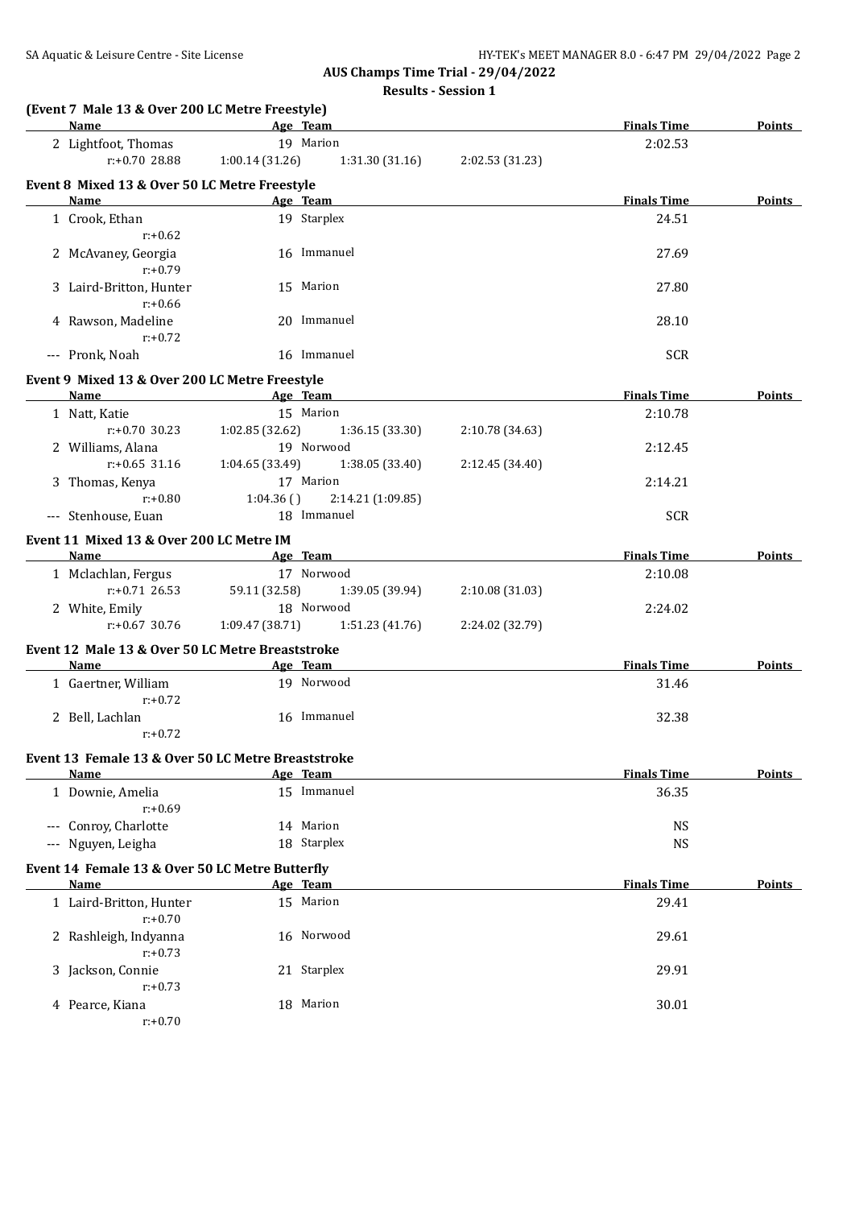**AUS Champs Time Trial - 29/04/2022**

**Results - Session 1**

### (Event 7 Male 13 & Over 200 LC Metre Freestyle)

| Name | Age | Team | | | | Finals Time | Points |
|---|---|---|---|---|---|---|---|
| 2 Lightfoot, Thomas | 19 | Marion | | | | 2:02.53 | |
| r:+0.70 28.88 | | 1:00.14 (31.26) | 1:31.30 (31.16) | 2:02.53 (31.23) | | | |

### Event 8 Mixed 13 & Over 50 LC Metre Freestyle

| Name | Age | Team | Finals Time | Points |
|---|---|---|---|---|
| 1 Crook, Ethan | 19 | Starplex | 24.51 | |
| r:+0.62 | | | | |
| 2 McAvaney, Georgia | 16 | Immanuel | 27.69 | |
| r:+0.79 | | | | |
| 3 Laird-Britton, Hunter | 15 | Marion | 27.80 | |
| r:+0.66 | | | | |
| 4 Rawson, Madeline | 20 | Immanuel | 28.10 | |
| r:+0.72 | | | | |
| --- Pronk, Noah | 16 | Immanuel | SCR | |

### Event 9 Mixed 13 & Over 200 LC Metre Freestyle

| Name | Age | Team | | | | Finals Time | Points |
|---|---|---|---|---|---|---|---|
| 1 Natt, Katie | 15 | Marion | | | | 2:10.78 | |
| r:+0.70 30.23 | | 1:02.85 (32.62) | 1:36.15 (33.30) | 2:10.78 (34.63) | | | |
| 2 Williams, Alana | 19 | Norwood | | | | 2:12.45 | |
| r:+0.65 31.16 | | 1:04.65 (33.49) | 1:38.05 (33.40) | 2:12.45 (34.40) | | | |
| 3 Thomas, Kenya | 17 | Marion | | | | 2:14.21 | |
| r:+0.80 | | 1:04.36 ( ) | 2:14.21 (1:09.85) | | | | |
| --- Stenhouse, Euan | 18 | Immanuel | | | | SCR | |

### Event 11 Mixed 13 & Over 200 LC Metre IM

| Name | Age | Team | | | | Finals Time | Points |
|---|---|---|---|---|---|---|---|
| 1 Mclachlan, Fergus | 17 | Norwood | | | | 2:10.08 | |
| r:+0.71 26.53 | | 59.11 (32.58) | 1:39.05 (39.94) | 2:10.08 (31.03) | | | |
| 2 White, Emily | 18 | Norwood | | | | 2:24.02 | |
| r:+0.67 30.76 | | 1:09.47 (38.71) | 1:51.23 (41.76) | 2:24.02 (32.79) | | | |

### Event 12 Male 13 & Over 50 LC Metre Breaststroke

| Name | Age | Team | Finals Time | Points |
|---|---|---|---|---|
| 1 Gaertner, William | 19 | Norwood | 31.46 | |
| r:+0.72 | | | | |
| 2 Bell, Lachlan | 16 | Immanuel | 32.38 | |
| r:+0.72 | | | | |

### Event 13 Female 13 & Over 50 LC Metre Breaststroke

| Name | Age | Team | Finals Time | Points |
|---|---|---|---|---|
| 1 Downie, Amelia | 15 | Immanuel | 36.35 | |
| r:+0.69 | | | | |
| --- Conroy, Charlotte | 14 | Marion | NS | |
| --- Nguyen, Leigha | 18 | Starplex | NS | |

### Event 14 Female 13 & Over 50 LC Metre Butterfly

| Name | Age | Team | Finals Time | Points |
|---|---|---|---|---|
| 1 Laird-Britton, Hunter | 15 | Marion | 29.41 | |
| r:+0.70 | | | | |
| 2 Rashleigh, Indyanna | 16 | Norwood | 29.61 | |
| r:+0.73 | | | | |
| 3 Jackson, Connie | 21 | Starplex | 29.91 | |
| r:+0.73 | | | | |
| 4 Pearce, Kiana | 18 | Marion | 30.01 | |
| r:+0.70 | | | | |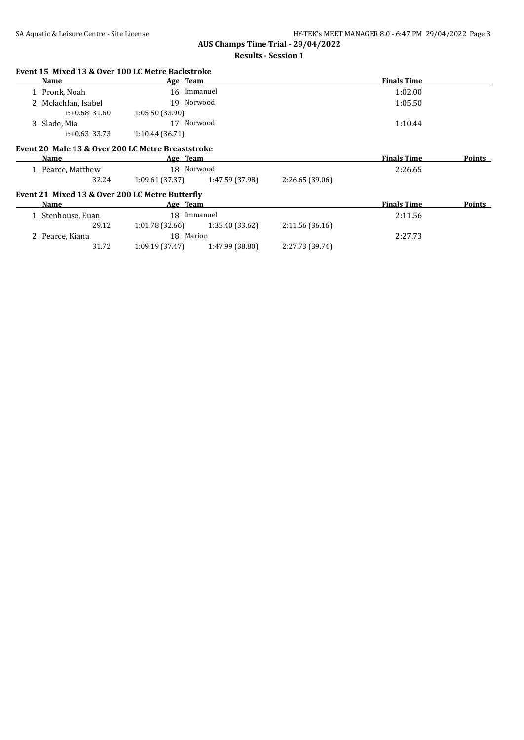## AUS Champs Time Trial - 29/04/2022

### Results - Session 1

#### Event 15 Mixed 13 & Over 100 LC Metre Backstroke

| | Name | Age | Team | Finals Time |
|---|---|---|---|---|
| 1 | Pronk, Noah | 16 | Immanuel | 1:02.00 |
| 2 | Mclachlan, Isabel | 19 | Norwood | 1:05.50 |
| | r:+0.68 31.60 | 1:05.50 (33.90) | | |
| 3 | Slade, Mia | 17 | Norwood | 1:10.44 |
| | r:+0.63 33.73 | 1:10.44 (36.71) | | |

#### Event 20 Male 13 & Over 200 LC Metre Breaststroke

| | Name | Age | Team | | Finals Time | Points |
|---|---|---|---|---|---|---|
| 1 | Pearce, Matthew | 18 | Norwood | | 2:26.65 | |
| | 32.24 | 1:09.61 (37.37) | 1:47.59 (37.98) | 2:26.65 (39.06) | | |

#### Event 21 Mixed 13 & Over 200 LC Metre Butterfly

| | Name | Age | Team | | Finals Time | Points |
|---|---|---|---|---|---|---|
| 1 | Stenhouse, Euan | 18 | Immanuel | | 2:11.56 | |
| | 29.12 | 1:01.78 (32.66) | 1:35.40 (33.62) | 2:11.56 (36.16) | | |
| 2 | Pearce, Kiana | 18 | Marion | | 2:27.73 | |
| | 31.72 | 1:09.19 (37.47) | 1:47.99 (38.80) | 2:27.73 (39.74) | | |